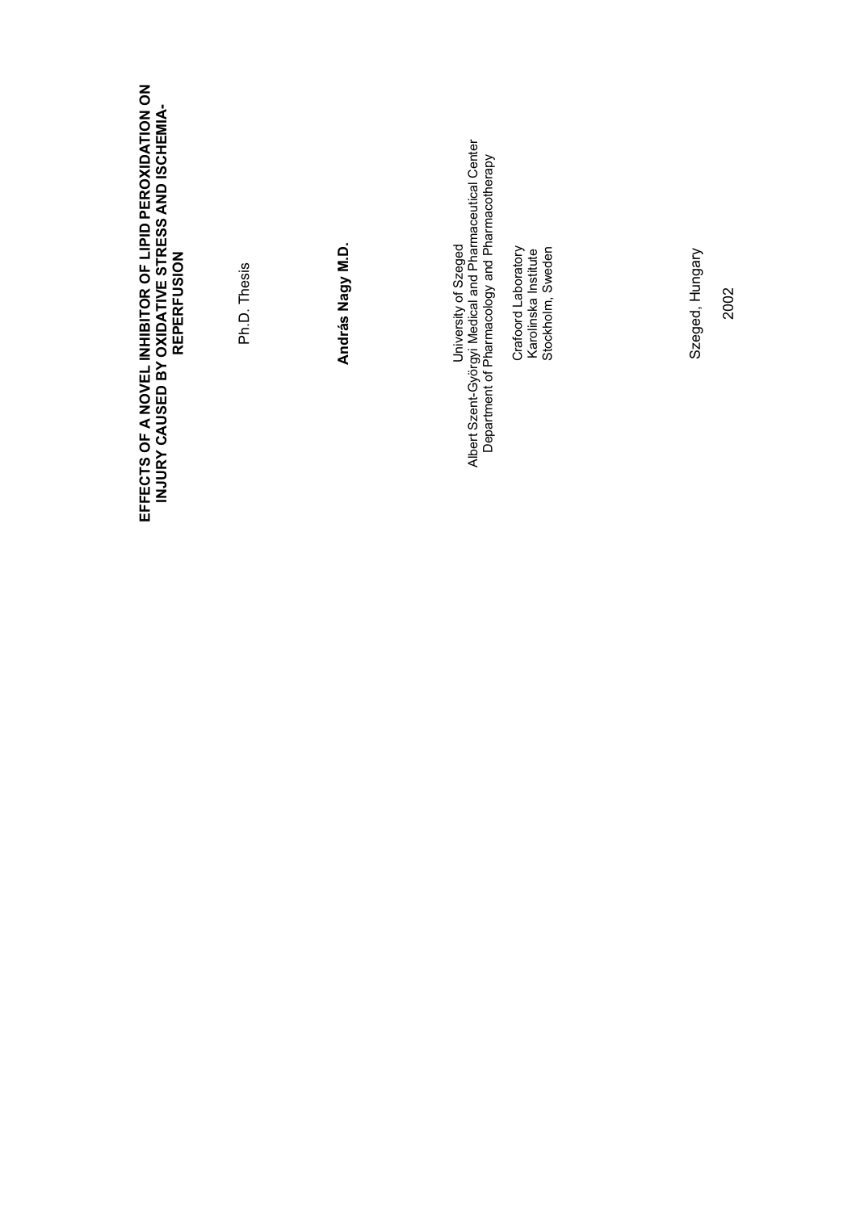# EFFECTS OF A NOVEL INHIBITOR OF LIPID PEROXIDATION ON INJURY CAUSED BY OXIDATIVE STRESS AND ISCHEMIA-REPERFUSION

Ph.D. Thesis

**András Nagy M.D.**

University of Szeged
Albert Szent-Györgyi Medical and Pharmaceutical Center
Department of Pharmacology and Pharmacotherapy

Crafoord Laboratory
Karolinska Institute
Stockholm, Sweden

Szeged, Hungary

2002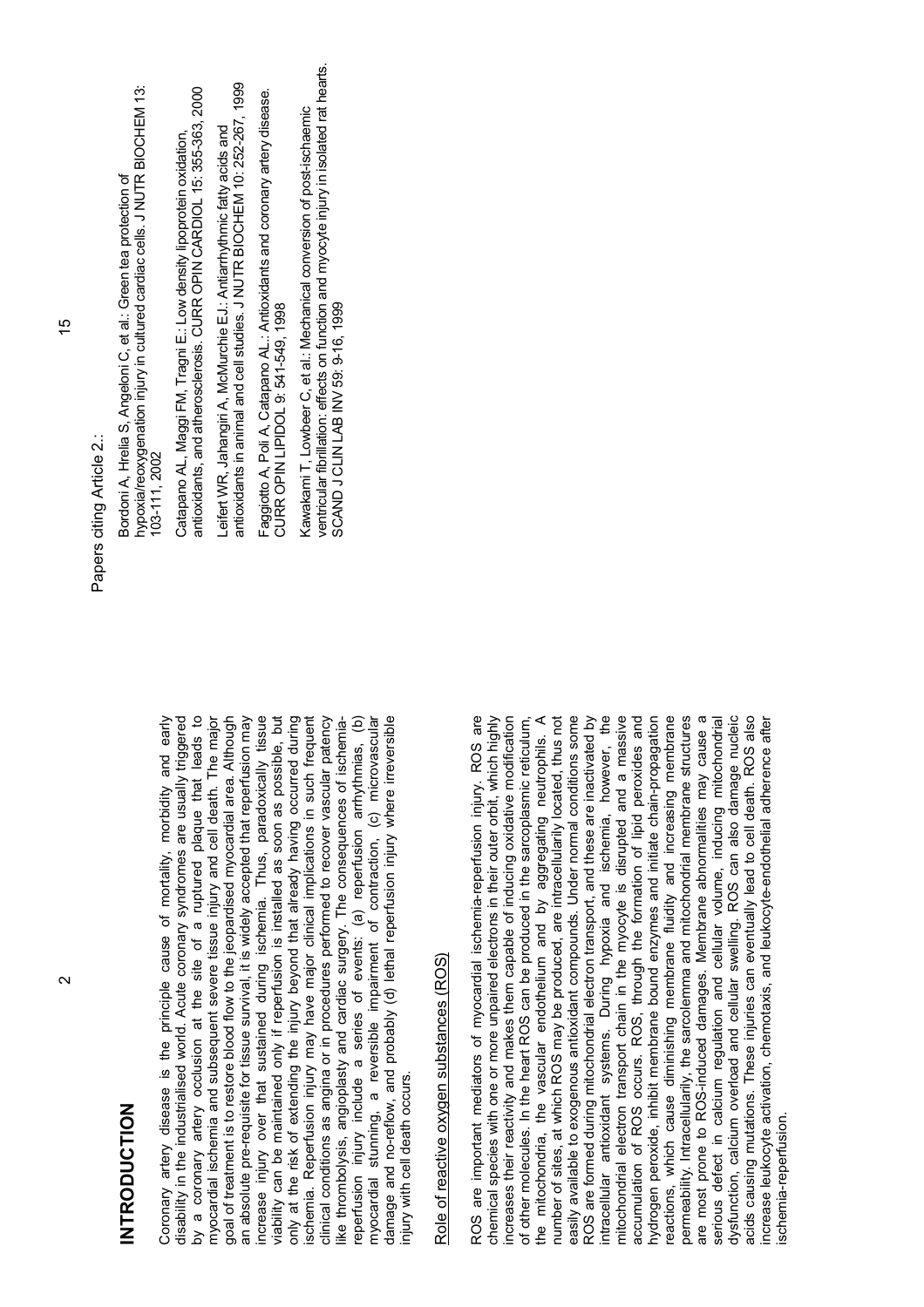# INTRODUCTION

Coronary artery disease is the principle cause of mortality, morbidity and early disability in the industrialised world. Acute coronary syndromes are usually triggered by a coronary artery occlusion at the site of a ruptured plaque that leads to myocardial ischemia and subsequent severe tissue injury and cell death. The major goal of treatment is to restore blood flow to the jeopardised myocardial area. Although an absolute pre-requisite for tissue survival, it is widely accepted that reperfusion may increase injury over that sustained during ischemia. Thus, paradoxically tissue viability can be maintained only if reperfusion is installed as soon as possible, but only at the risk of extending the injury beyond that already having occurred during ischemia. Reperfusion injury may have major clinical implications in such frequent clinical conditions as angina or in procedures performed to recover vascular patency like thrombolysis, angioplasty and cardiac surgery. The consequences of ischemia-reperfusion injury include a series of events: (a) reperfusion arrhythmias, (b) myocardial stunning, a reversible impairment of contraction, (c) microvascular damage and no-reflow, and probably (d) lethal reperfusion injury where irreversible injury with cell death occurs.

## Role of reactive oxygen substances (ROS)

ROS are important mediators of myocardial ischemia-reperfusion injury. ROS are chemical species with one or more unpaired electrons in their outer orbit, which highly increases their reactivity and makes them capable of inducing oxidative modification of other molecules. In the heart ROS can be produced in the sarcoplasmic reticulum, the mitochondria, the vascular endothelium and by aggregating neutrophils. A number of sites, at which ROS may be produced, are intracellularily located, thus not easily available to exogenous antioxidant compounds. Under normal conditions some ROS are formed during mitochondrial electron transport, and these are inactivated by intracellular antioxidant systems. During hypoxia and ischemia, however, the mitochondrial electron transport chain in the myocyte is disrupted and a massive accumulation of ROS occurs. ROS, through the formation of lipid peroxides and hydrogen peroxide, inhibit membrane bound enzymes and initiate chain-propagation reactions, which cause diminishing membrane fluidity and increasing membrane permeability. Intracellularily, the sarcolemma and mitochondrial membrane structures are most prone to ROS-induced damages. Membrane abnormalities may cause a serious defect in calcium regulation and cellular volume, inducing mitochondrial dysfunction, calcium overload and cellular swelling. ROS can also damage nucleic acids causing mutations. These injuries can eventually lead to cell death. ROS also increase leukocyte activation, chemotaxis, and leukocyte-endothelial adherence after ischemia-reperfusion.

Papers citing Article 2.:

Bordoni A, Hrelia S, Angeloni C, et al.: Green tea protection of hypoxia/reoxygenation injury in cultured cardiac cells. J NUTR BIOCHEM 13: 103-111, 2002

Catapano AL, Maggi FM, Tragni E.: Low density lipoprotein oxidation, antioxidants, and atherosclerosis. CURR OPIN CARDIOL 15: 355-363, 2000

Leifert WR, Jahangiri A, McMurchie EJ.: Antiarrhythmic fatty acids and antioxidants in animal and cell studies. J NUTR BIOCHEM 10: 252-267, 1999

Faggiotto A, Poli A, Catapano AL.: Antioxidants and coronary artery disease. CURR OPIN LIPIDOL 9: 541-549, 1998

Kawakami T, Lowbeer C, et al.: Mechanical conversion of post-ischaemic ventricular fibrillation: effects on function and myocyte injury in isolated rat hearts. SCAND J CLIN LAB INV 59: 9-16, 1999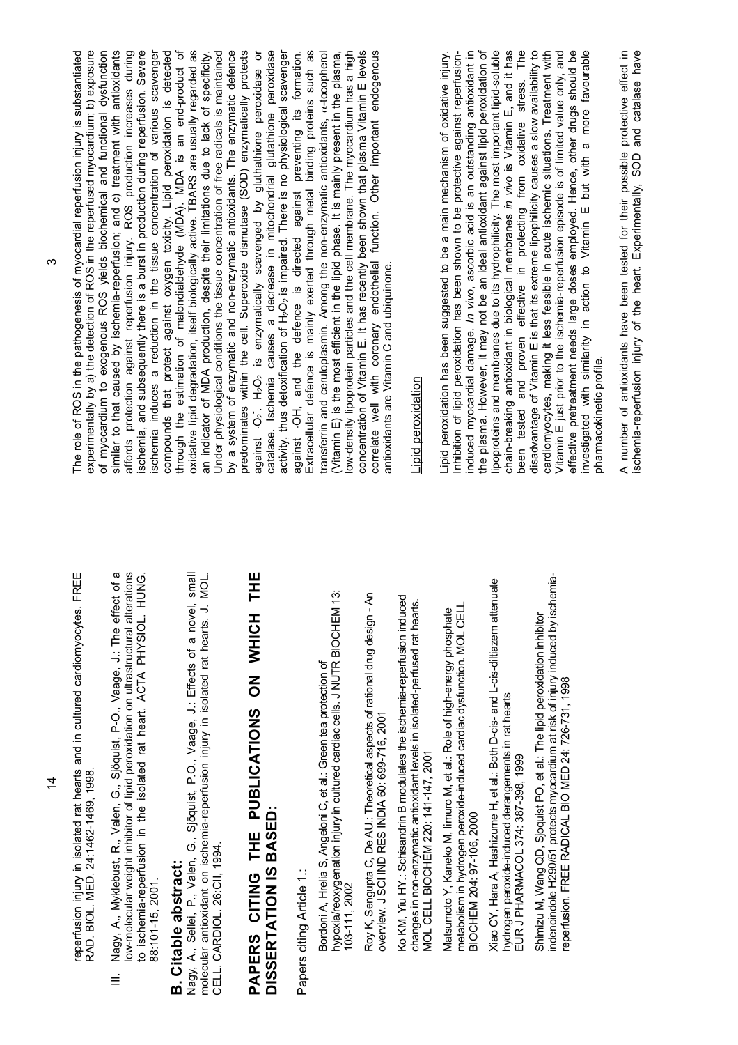reperfusion injury in isolated rat hearts and in cultured cardiomyocytes. FREE RAD. BIOL. MED. 24:1462-1469, 1998.

III. Nagy, A., Myklebust, R., Valen, G., Sjöquist, P-O., Vaage, J.: The effect of a low-molecular weight inhibitor of lipid peroxidation on ultrastructural alterations to ischemia-reperfusion in the isolated rat heart. ACTA PHYSIOL. HUNG. 88:101-15, 2001.

## B. Citable abstract:

Nagy, A., Sellei, P., Valen, G., Sjöquist, P.O., Vaage, J.: Effects of a novel, small molecular antioxidant on ischemia-reperfusion injury in isolated rat hearts. J. MOL. CELL. CARDIOL. 26:CII, 1994.

## PAPERS CITING THE PUBLICATIONS ON WHICH THE DISSERTATION IS BASED:

Papers citing Article 1.:

Bordoni A, Hrelia S, Angeloni C, et al.: Green tea protection of hypoxia/reoxygenation injury in cultured cardiac cells. J NUTR BIOCHEM 13: 103-111, 2002

Roy K, Sengupta C, De AU.: Theoretical aspects of rational drug design - An overview. J SCI IND RES INDIA 60: 699-716, 2001

Ko KM, Yiu HY.: Schisandrin B modulates the ischemia-reperfusion induced changes in non-enzymatic antioxidant levels in isolated-perfused rat hearts. MOL CELL BIOCHEM 220: 141-147, 2001

Matsumoto Y, Kaneko M, Iimuro M, et al.: Role of high-energy phosphate metabolism in hydrogen peroxide-induced cardiac dysfunction. MOL CELL BIOCHEM 204: 97-106, 2000

Xiao CY, Hara A, Hashizume H, et al.: Both D-cis- and L-cis-diltiazem attenuate hydrogen peroxide-induced derangements in rat hearts EUR J PHARMACOL 374: 387-398, 1999

Shimizu M, Wang QD, Sjoquist PO, et al.: The lipid peroxidation inhibitor indenoindole H290/51 protects myocardium at risk of injury induced by ischemia-reperfusion. FREE RADICAL BIO MED 24: 726-731, 1998

The role of ROS in the pathogenesis of myocardial reperfusion injury is substantiated experimentally by a) the detection of ROS in the reperfused myocardium; b) exposure of myocardium to exogenous ROS yields biochemical and functional dysfunction similar to that caused by ischemia-reperfusion; and c) treatment with antioxidants affords protection against reperfusion injury. ROS production increases during ischemia, and subsequently there is a burst in production during reperfusion. Severe ischemia induces a reduction in the tissue concentration of various scavenger compounds that protect against oxygen toxicity. Lipid peroxidation is detected through the estimation of malondialdehyde (MDA). MDA is an end-product of oxidative lipid degradation, itself biologically active. TBARS are usually regarded as an indicator of MDA production, despite their limitations due to lack of specificity. Under physiological conditions the tissue concentration of free radicals is maintained by a system of enzymatic and non-enzymatic antioxidants. The enzymatic defence predominates within the cell. Superoxide dismutase (SOD) enzymatically protects against $\cdot O_2^-$. $H_2O_2$ is enzymatically scavenged by gluthathione peroxidase or catalase. Ischemia causes a decrease in mitochondrial glutathione peroxidase activity, thus detoxification of $H_2O_2$ is impaired. There is no physiological scavenger against $\cdot OH$, and the defence is directed against preventing its formation. Extracellular defence is mainly exerted through metal binding proteins such as transferrin and ceruloplasmin. Among the non-enzymatic antioxidants, $\alpha$-tocopherol (Vitamin E) is the most efficient in the lipid phase. It is mainly present in the plasma, low-density lipoprotein particles and the cell membrane. The myocardium has a high concentration of Vitamin E. It has recently been shown that plasma Vitamin E levels correlate well with coronary endothelial function. Other important endogenous antioxidants are Vitamin C and ubiquinone.

## Lipid peroxidation

Lipid peroxidation has been suggested to be a main mechanism of oxidative injury. Inhibition of lipid peroxidation has been shown to be protective against reperfusion-induced myocardial damage. *In vivo*, ascorbic acid is an outstanding antioxidant in the plasma. However, it may not be an ideal antioxidant against lipid peroxidation of lipoproteins and membranes due to its hydrophilicity. The most important lipid-soluble chain-breaking antioxidant in biological membranes *in vivo* is Vitamin E, and it has been tested and proven effective in protecting from oxidative stress. The disadvantage of Vitamin E is that its extreme lipophilicity causes a slow availability to cardiomyocytes, making it less feasible in acute ischemic situations. Treatment with Vitamin E just prior to the ischemia-reperfusion episode is of limited value only, and effective pretreatment needs large doses employed. Hence, other drugs should be investigated with similarity in action to Vitamin E but with a more favourable pharmacokinetic profile.

A number of antioxidants have been tested for their possible protective effect in ischemia-reperfusion injury of the heart. Experimentally, SOD and catalase have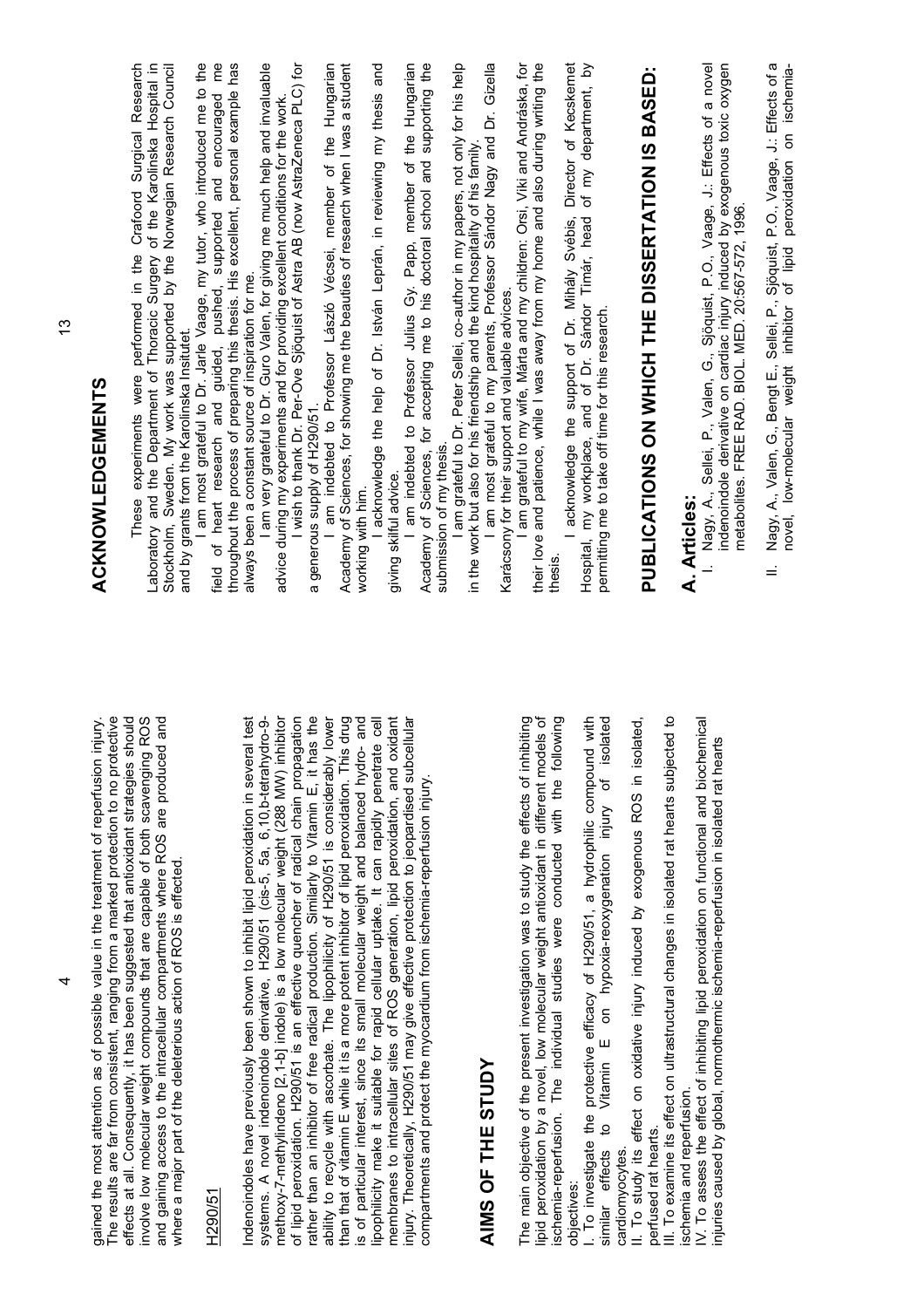gained the most attention as of possible value in the treatment of reperfusion injury. The results are far from consistent, ranging from a marked protection to no protective effects at all. Consequently, it has been suggested that antioxidant strategies should involve low molecular weight compounds that are capable of both scavenging ROS and gaining access to the intracellular compartments where ROS are produced and where a major part of the deleterious action of ROS is effected.

H290/51

Indenoindoles have previously been shown to inhibit lipid peroxidation in several test systems. A novel indenoindole derivative, H290/51 (cis-5, 5a, 6,10,b-tetrahydro-9-methoxy-7-methylindeno [2,1-b] indole) is a low molecular weight (288 MW) inhibitor of lipid peroxidation. H290/51 is an effective quencher of radical chain propagation rather than an inhibitor of free radical production. Similarly to Vitamin E, it has the ability to recycle with ascorbate. The lipophilicity of H290/51 is considerably lower than that of vitamin E while it is a more potent inhibitor of lipid peroxidation. This drug is of particular interest, since its small molecular weight and balanced hydro- and lipophilicity make it suitable for rapid cellular uptake. It can rapidly penetrate cell membranes to intracellular sites of ROS generation, lipid peroxidation, and oxidant injury. Theoretically, H290/51 may give effective protection to jeopardised subcellular compartments and protect the myocardium from ischemia-reperfusion injury.

## AIMS OF THE STUDY

The main objective of the present investigation was to study the effects of inhibiting lipid peroxidation by a novel, low molecular weight antioxidant in different models of ischemia-reperfusion. The individual studies were conducted with the following objectives:

I. To investigate the protective efficacy of H290/51, a hydrophilic compound with similar effects to Vitamin E on hypoxia-reoxygenation injury of isolated cardiomyocytes.

II. To study its effect on oxidative injury induced by exogenous ROS in isolated, perfused rat hearts.

III. To examine its effect on ultrastructural changes in isolated rat hearts subjected to ischemia and reperfusion.

IV. To assess the effect of inhibiting lipid peroxidation on functional and biochemical injuries caused by global, normothermic ischemia-reperfusion in isolated rat hearts

## ACKNOWLEDGEMENTS

These experiments were performed in the Crafoord Surgical Research Laboratory and the Department of Thoracic Surgery of the Karolinska Hospital in Stockholm, Sweden. My work was supported by the Norwegian Research Council and by grants from the Karolinska Insitutet.

I am most grateful to Dr. Jarle Vaage, my tutor, who introduced me to the field of heart research and guided, pushed, supported and encouraged me throughout the process of preparing this thesis. His excellent, personal example has always been a constant source of inspiration for me.

I am very grateful to Dr. Guro Valen, for giving me much help and invaluable advice during my experiments and for providing excellent conditions for the work.

I wish to thank Dr. Per-Ove Sjöquist of Astra AB (now AstraZeneca PLC) for a generous supply of H290/51.

I am indebted to Professor László Vécsei, member of the Hungarian Academy of Sciences, for showing me the beauties of research when I was a student working with him.

I acknowledge the help of Dr. István Leprán, in reviewing my thesis and giving skilful advice.

I am indebted to Professor Julius Gy. Papp, member of the Hungarian Academy of Sciences, for accepting me to his doctoral school and supporting the submission of my thesis.

I am grateful to Dr. Peter Sellei, co-author in my papers, not only for his help in the work but also for his friendship and the kind hospitality of his family.

I am most grateful to my parents, Professor Sándor Nagy and Dr. Gizella Karácsony for their support and valuable advices.

I am grateful to my wife, Márta and my children: Orsi, Viki and Andráska, for their love and patience, while I was away from my home and also during writing the thesis.

I acknowledge the support of Dr. Mihály Svébis, Director of Kecskemet Hospital, my workplace, and of Dr. Sándor Tímár, head of my department, by permitting me to take off time for this research.

## PUBLICATIONS ON WHICH THE DISSERTATION IS BASED:

### A. Articles:

I. Nagy, A., Sellei, P., Valen, G., Sjöquist, P.O., Vaage, J.: Effects of a novel indenoindole derivative on cardiac injury induced by exogenous toxic oxygen metabolites. FREE RAD. BIOL. MED. 20:567-572, 1996.

II. Nagy, A., Valen, G., Bengt E., Sellei, P., Sjöquist, P.O., Vaage, J.: Effects of a novel, low-molecular weight inhibitor of lipid peroxidation on ischemia-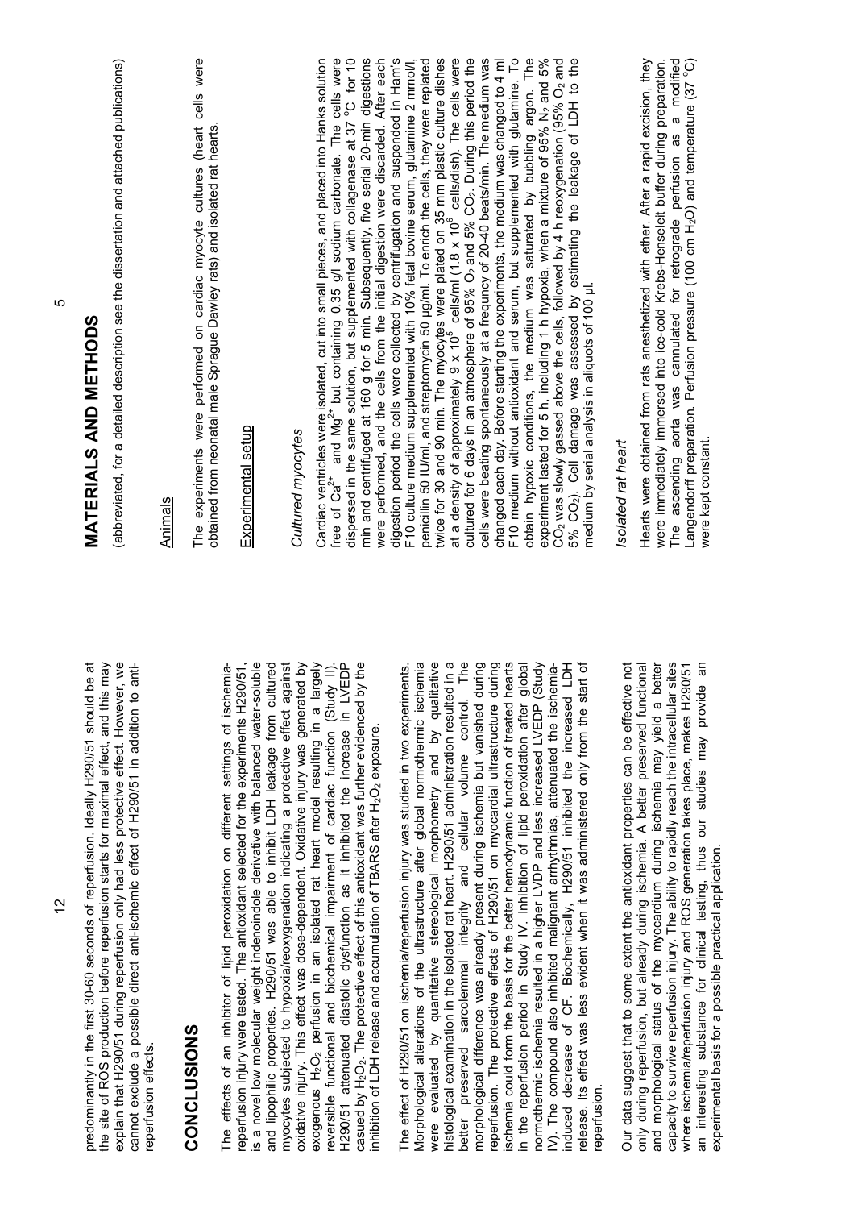predominantly in the first 30-60 seconds of reperfusion. Ideally H290/51 should be at the site of ROS production before reperfusion starts for maximal effect, and this may explain that H290/51 during reperfusion only had less protective effect. However, we cannot exclude a possible direct anti-ischemic effect of H290/51 in addition to anti-reperfusion effects.

# CONCLUSIONS

The effects of an inhibitor of lipid peroxidation on different settings of ischemia-reperfusion injury were tested. The antioxidant selected for the experiments H290/51, is a novel low molecular weight indenoindole derivative with balanced water-soluble and lipophilic properties. H290/51 was able to inhibit LDH leakage from cultured myocytes subjected to hypoxia/reoxygenation indicating a protective effect against oxidative injury. This effect was dose-dependent. Oxidative injury was generated by exogenous $H_2O_2$ perfusion in an isolated rat heart model resulting in a largely reversible functional and biochemical impairment of cardiac function (Study II). H290/51 attenuated diastolic dysfunction as it inhibited the increase in LVEDP casued by $H_2O_2$. The protective effect of this antioxidant was further evidenced by the inhibition of LDH release and accumulation of TBARS after $H_2O_2$ exposure.

The effect of H290/51 on ischemia/reperfusion injury was studied in two experiments. Morphological alterations of the ultrastructure after global normothermic ischemia were evaluated by quantitative stereological morphometry and by qualitative histological examination in the isolated rat heart. H290/51 administration resulted in a better preserved sarcolemmal integrity and cellular volume control. The morphological difference was already present during ischemia but vanished during reperfusion. The protective effects of H290/51 on myocardial ultrastructure during ischemia could form the basis for the better hemodynamic function of treated hearts in the reperfusion period in Study IV. Inhibition of lipid peroxidation after global normothermic ischemia resulted in a higher LVDP and less increased LVEDP (Study IV). The compound also inhibited malignant arrhythmias, attenuated the ischemia-induced decrease of CF. Biochemically, H290/51 inhibited the increased LDH release. Its effect was less evident when it was administered only from the start of reperfusion.

Our data suggest that to some extent the antioxidant properties can be effective not only during reperfusion, but already during ischemia. A better preserved functional and morphological status of the myocardium during ischemia may yield a better capacity to survive reperfusion injury. The ability to rapidly reach the intracellular sites where ischemia/reperfusion injury and ROS generation takes place, makes H290/51 an interesting substance for clinical testing, thus our studies may provide an experimental basis for a possible practical application.

# MATERIALS AND METHODS

(abbreviated, for a detailed description see the dissertation and attached publications)

## Animals

The experiments were performed on cardiac myocyte cultures (heart cells were obtained from neonatal male Sprague Dawley rats) and isolated rat hearts.

## Experimental setup

### *Cultured myocytes*

Cardiac ventricles were isolated, cut into small pieces, and placed into Hanks solution free of $Ca^{2+}$ and $Mg^{2+}$ but containing 0.35 g/l sodium carbonate. The cells were dispersed in the same solution, but supplemented with collagenase at 37 °C for 10 min and centrifuged at 160 g for 5 min. Subsequently, five serial 20-min digestions were performed, and the cells from the initial digestion were discarded. After each digestion period the cells were collected by centrifugation and suspended in Ham's F10 culture medium supplemented with 10% fetal bovine serum, glutamine 2 mmol/l, penicillin 50 IU/ml, and streptomycin 50 µg/ml. To enrich the cells, they were replated twice for 30 and 90 min. The myocytes were plated on 35 mm plastic culture dishes at a density of approximately $9 \times 10^5$ cells/ml ($1.8 \times 10^6$ cells/dish). The cells were cultured for 6 days in an atmosphere of 95% $O_2$ and 5% $CO_2$. During this period the cells were beating spontaneously at a frequncy of 20-40 beats/min. The medium was changed each day. Before starting the experiments, the medium was changed to 4 ml F10 medium without antioxidant and serum, but supplemented with glutamine. To obtain hypoxic conditions, the medium was saturated by bubbling argon. The experiment lasted for 5 h, including 1 h hypoxia, when a mixture of 95% $N_2$ and 5% $CO_2$ was slowly gassed above the cells, followed by 4 h reoxygenation (95% $O_2$ and 5% $CO_2$). Cell damage was assessed by estimating the leakage of LDH to the medium by serial analysis in aliquots of 100 µl.

### *Isolated rat heart*

Hearts were obtained from rats anesthetized with ether. After a rapid excision, they were immediately immersed into ice-cold Krebs-Henseleit buffer during preparation. The ascending aorta was cannulated for retrograde perfusion as a modified Langendorff preparation. Perfusion pressure (100 cm $H_2O$) and temperature (37 °C) were kept constant.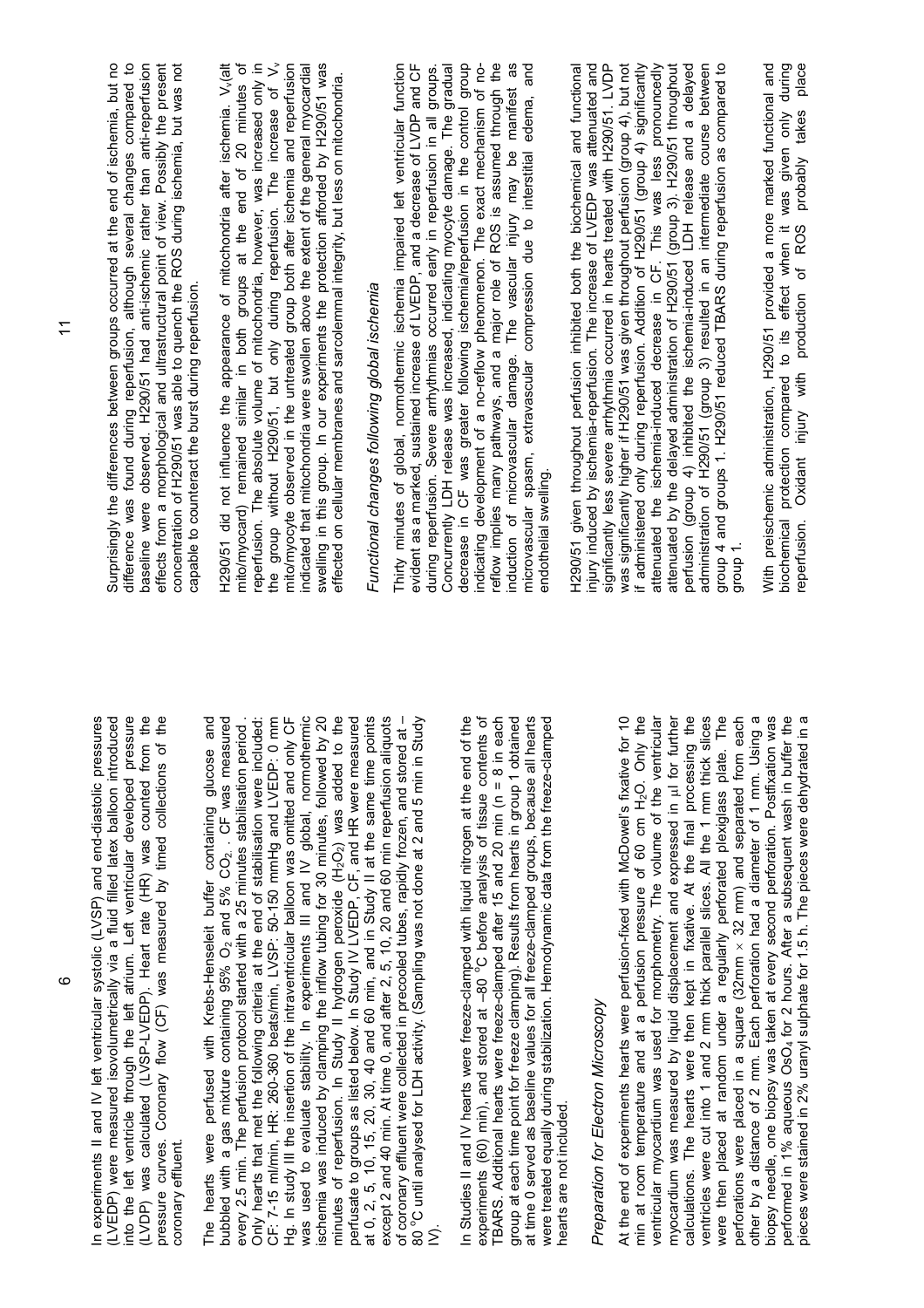In experiments II and IV left ventricular systolic (LVSP) and end-diastolic pressures (LVEDP) were measured isovolumetrically via a fluid filled latex balloon introduced into the left ventricle through the left atrium. Left ventricular developed pressure (LVDP) was calculated (LVSP-LVEDP). Heart rate (HR) was counted from the pressure curves. Coronary flow (CF) was measured by timed collections of the coronary effluent.

The hearts were perfused with Krebs-Henseleit buffer containing glucose and bubbled with a gas mixture containing 95% $O_2$ and 5% $CO_2$ . CF was measured every 2.5 min. The perfusion protocol started with a 25 minutes stabilisation period . Only hearts that met the following criteria at the end of stabilisation were included: CF: 7-15 ml/min, HR: 260-360 beats/min, LVSP: 50-150 mmHg and LVEDP: 0 mm Hg. In study III the insertion of the intraventricular balloon was omitted and only CF was used to evaluate stability. In experiments III and IV global, normothermic ischemia was induced by clamping the inflow tubing for 30 minutes, followed by 20 minutes of reperfusion. In Study II hydrogen peroxide ($H_2O_2$) was added to the perfusate to groups as listed below. In Study IV LVEDP, CF, and HR were measured at 0, 2, 5, 10, 15, 20, 30, 40 and 60 min, and in Study II at the same time points except 2 and 40 min. At time 0, and after 2, 5, 10, 20 and 60 min reperfusion aliquots of coronary effluent were collected in precooled tubes, rapidly frozen, and stored at –80 °C until analysed for LDH activity. (Sampling was not done at 2 and 5 min in Study IV).

In Studies II and IV hearts were freeze-clamped with liquid nitrogen at the end of the experiments (60) min), and stored at –80 °C before analysis of tissue contents of TBARS. Additional hearts were freeze-clamped after 15 and 20 min (n = 8 in each group at each time point for freeze clamping). Results from hearts in group 1 obtained at time 0 served as baseline values for all freeze-clamped groups, because all hearts were treated equally during stabilization. Hemodynamic data from the freeze-clamped hearts are not included.

*Preparation for Electron Microscopy*

At the end of experiments hearts were perfusion-fixed with McDowel's fixative for 10 min at room temperature and at a perfusion pressure of 60 cm $H_2O$. Only the ventricular myocardium was used for morphometry. The volume of the ventricular myocardium was measured by liquid displacement and expressed in µl for further calculations. The hearts were then kept in fixative. At the final processing the ventricles were cut into 1 and 2 mm thick parallel slices. All the 1 mm thick slices were then placed at random under a regularly perforated plexiglass plate. The perforations were placed in a square (32mm × 32 mm) and separated from each other by a distance of 2 mm. Each perforation had a diameter of 1 mm. Using a biopsy needle, one biopsy was taken at every second perforation. Postfixation was performed in 1% aqueous $OsO_4$ for 2 hours. After a subsequent wash in buffer the pieces were stained in 2% uranyl sulphate for 1.5 h. The pieces were dehydrated in a

Surprisingly the differences between groups occurred at the end of ischemia, but no difference was found during reperfusion, although several changes compared to baseline were observed. H290/51 had anti-ischemic rather than anti-reperfusion effects from a morphological and ultrastructural point of view. Possibly the present concentration of H290/51 was able to quench the ROS during ischemia, but was not capable to counteract the burst during reperfusion.

H290/51 did not influence the appearance of mitochondria after ischemia. $V_v$(alt mito/myocard) remained similar in both groups at the end of 20 minutes of reperfusion. The absolute volume of mitochondria, however, was increased only in the group without H290/51, but only during reperfusion. The increase of $V_v$ mito/myocyte observed in the untreated group both after ischemia and reperfusion indicated that mitochondria were swollen above the extent of the general myocardial swelling in this group. In our experiments the protection afforded by H290/51 was effected on cellular membranes and sarcolemmal integrity, but less on mitochondria.

*Functional changes following global ischemia*

Thirty minutes of global, normothermic ischemia impaired left ventricular function evident as a marked, sustained increase of LVEDP, and a decrease of LVDP and CF during reperfusion. Severe arrhythmias occurred early in reperfusion in all groups. Concurrently LDH release was increased, indicating myocyte damage. The gradual decrease in CF was greater following ischemia/reperfusion in the control group indicating development of a no-reflow phenomenon. The exact mechanism of no-reflow implies many pathways, and a major role of ROS is assumed through the induction of microvascular damage. The vascular injury may be manifest as microvascular spasm, extravascular compression due to interstitial edema, and endothelial swelling.

H290/51 given throughout perfusion inhibited both the biochemical and functional injury induced by ischemia-reperfusion. The increase of LVEDP was attenuated and significantly less severe arrhythmia occurred in hearts treated with H290/51. LVDP was significantly higher if H290/51 was given throughout perfusion (group 4), but not if administered only during reperfusion. Addition of H290/51 (group 4) significantly attenuated the ischemia-induced decrease in CF. This was less pronouncedly attenuated by the delayed administration of H290/51 (group 3). H290/51 throughout perfusion (group 4) inhibited the ischemia-induced LDH release and a delayed administration of H290/51 (group 3) resulted in an intermediate course between group 4 and groups 1. H290/51 reduced TBARS during reperfusion as compared to group 1.

With preischemic administration, H290/51 provided a more marked functional and biochemical protection compared to its effect when it was given only during reperfusion. Oxidant injury with production of ROS probably takes place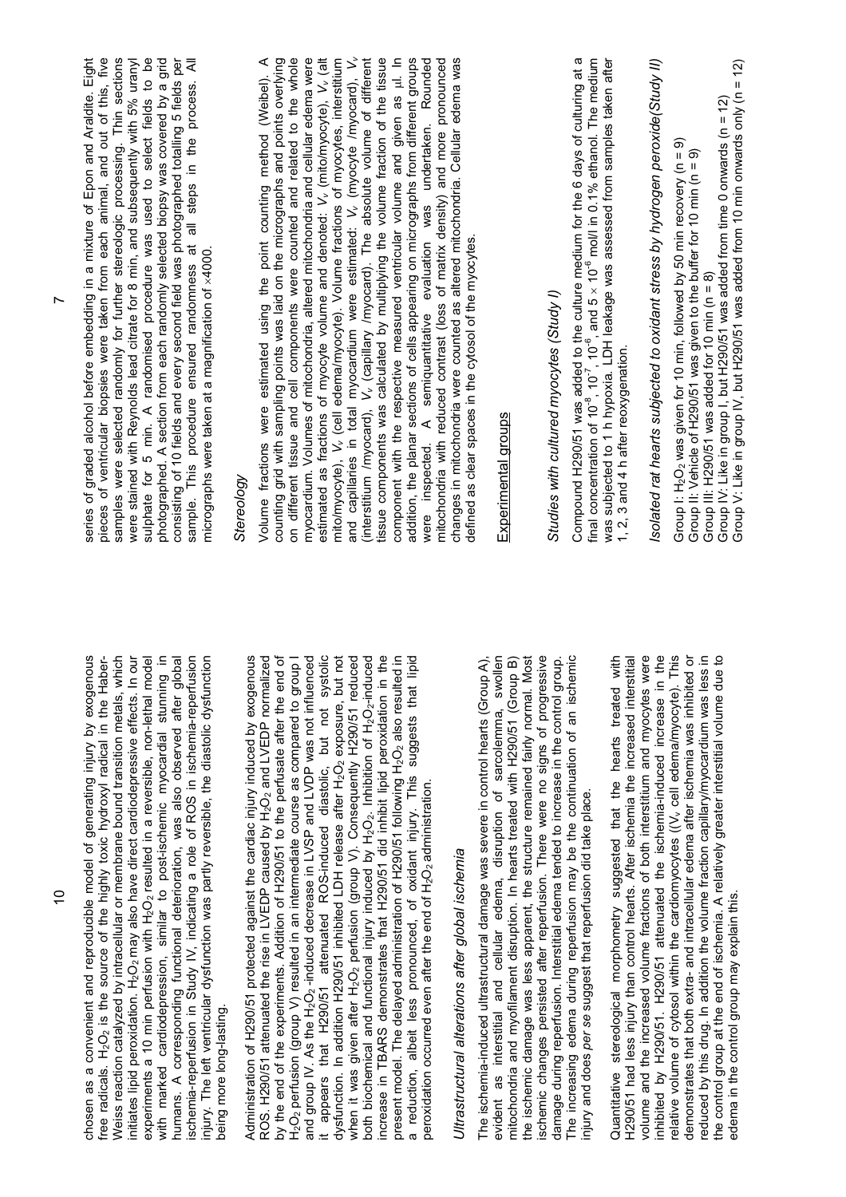chosen as a convenient and reproducible model of generating injury by exogenous free radicals. $H_2O_2$ is the source of the highly toxic hydroxyl radical in the Haber-Weiss reaction catalyzed by intracellular or membrane bound transition metals, which initiates lipid peroxidation. $H_2O_2$ may also have direct cardiodepressive effects. In our experiments a 10 min perfusion with $H_2O_2$ resulted in a reversible, non-lethal model with marked cardiodepression, similar to post-ischemic myocardial stunning in humans. A corresponding functional deterioration, was also observed after global ischemia-reperfusion in Study IV, indicating a role of ROS in ischemia-reperfusion injury. The left ventricular dysfunction was partly reversible, the diastolic dysfunction being more long-lasting.

Administration of H290/51 protected against the cardiac injury induced by exogenous ROS. H290/51 attenuated the rise in LVEDP caused by $H_2O_2$ and LVEDP normalized by the end of the experiments. Addition of H290/51 to the perfusate after the end of $H_2O_2$ perfusion (group V) resulted in an intermediate course as compared to group I and group IV. As the $H_2O_2$-induced decrease in LVSP and LVDP was not influenced it appears that H290/51 attenuated ROS-induced diastolic, but not systolic dysfunction. In addition H290/51 inhibited LDH release after $H_2O_2$ exposure, but not when it was given after $H_2O_2$ perfusion (group V). Consequently H290/51 reduced both biochemical and functional injury induced by $H_2O_2$. Inhibition of $H_2O_2$-induced increase in TBARS demonstrates that H290/51 did inhibit lipid peroxidation in the present model. The delayed administration of H290/51 following $H_2O_2$ also resulted in a reduction, albeit less pronounced, of oxidant injury. This suggests that lipid peroxidation occurred even after the end of $H_2O_2$ administration.

### *Ultrastructural alterations after global ischemia*

The ischemia-induced ultrastructural damage was severe in control hearts (Group A), evident as interstitial and cellular edema, disruption of sarcolemma, swollen mitochondria and myofilament disruption. In hearts treated with H290/51 (Group B) the ischemic damage was less apparent, the structure remained fairly normal. Most ischemic changes persisted after reperfusion. There were no signs of progressive damage during reperfusion. Interstitial edema tended to increase in the control group. The increasing edema during reperfusion may be the continuation of an ischemic injury and does *per se* suggest that reperfusion did take place.

Quantitative stereological morphometry suggested that the hearts treated with H290/51 had less injury than control hearts. After ischemia the increased interstitial volume and the increased volume fractions of both interstitium and myocytes were inhibited by H290/51. H290/51 attenuated the ischemia-induced increase in the relative volume of cytosol within the cardiomyocytes (($V_v$ cell edema/myocyte). This demonstrates that both extra- and intracellular edema after ischemia was inhibited or reduced by this drug. In addition the volume fraction capillary/myocardium was less in the control group at the end of ischemia. A relatively greater interstitial volume due to edema in the control group may explain this.

series of graded alcohol before embedding in a mixture of Epon and Araldite. Eight pieces of ventricular biopsies were taken from each animal, and out of this, five samples were selected randomly for further stereologic processing. Thin sections were stained with Reynolds lead citrate for 8 min, and subsequently with 5% uranyl sulphate for 5 min. A randomised procedure was used to select fields to be photographed. A section from each randomly selected biopsy was covered by a grid consisting of 10 fields and every second field was photographed totalling 5 fields per sample. This procedure ensured randomness at all steps in the process. All micrographs were taken at a magnification of ×4000.

### *Stereology*

Volume fractions were estimated using the point counting method (Weibel). A counting grid with sampling points was laid on the micrographs and points overlying on different tissue and cell components were counted and related to the whole myocardium. Volumes of mitochondria, altered mitochondria and cellular edema were estimated as fractions of myocyte volume and denoted: $V_v$ (mito/myocyte), $V_v$ (alt mito/myocyte), $V_v$ (cell edema/myocyte). Volume fractions of myocytes, interstitium and capillaries in total myocardium were estimated: $V_v$ (myocyte /myocard), $V_v$ (interstitium /myocard), $V_v$ (capillary /myocard). The absolute volume of different tissue components was calculated by multiplying the volume fraction of the tissue component with the respective measured ventricular volume and given as µl. In addition, the planar sections of cells appearing on micrographs from different groups were inspected. A semiquantitative evaluation was undertaken. Rounded mitochondria with reduced contrast (loss of matrix density) and more pronounced changes in mitochondria were counted as altered mitochondria. Cellular edema was defined as clear spaces in the cytosol of the myocytes.

## Experimental groups

### *Studies with cultured myocytes (Study I)*

Compound H290/51 was added to the culture medium for the 6 days of culturing at a final concentration of $10^{-8}$, $10^{-7}$, $10^{-6}$, and $5 \times 10^{-6}$ mol/l in 0.1% ethanol. The medium was subjected to 1 h hypoxia. LDH leakage was assessed from samples taken after 1, 2, 3 and 4 h after reoxygenation.

### *Isolated rat hearts subjected to oxidant stress by hydrogen peroxide(Study II)*

Group I: $H_2O_2$ was given for 10 min, followed by 50 min recovery (n = 9)
Group II: Vehicle of H290/51 was given to the buffer for 10 min (n = 9)
Group III: H290/51 was added for 10 min (n = 8)
Group IV: Like in group I, but H290/51 was added from time 0 onwards (n = 12)
Group V: Like in group IV, but H290/51 was added from 10 min onwards only (n = 12)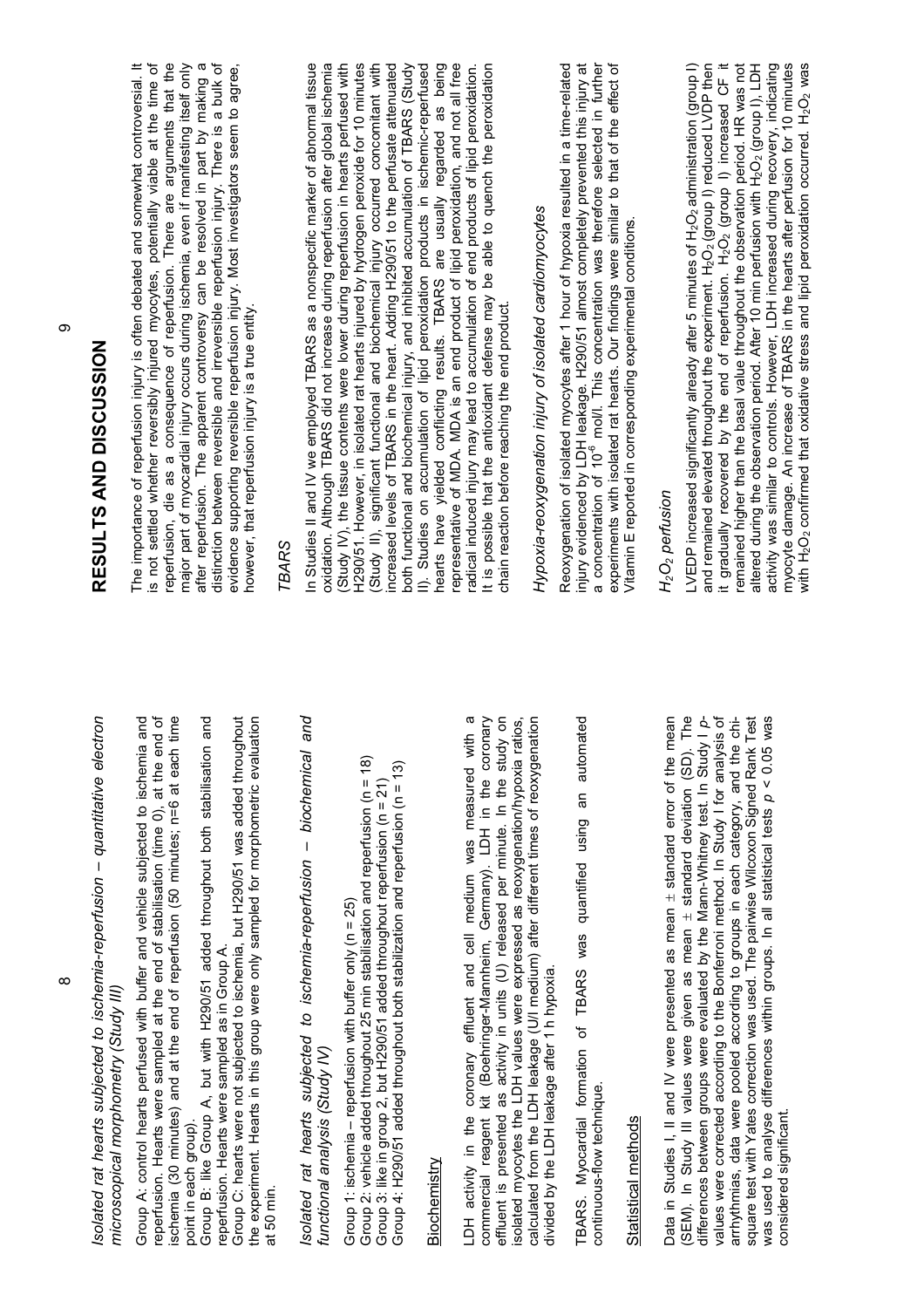*Isolated rat hearts subjected to ischemia-reperfusion – quantitative electron microscopical morphometry (Study III)*

Group A: control hearts perfused with buffer and vehicle subjected to ischemia and reperfusion. Hearts were sampled at the end of stabilisation (time 0), at the end of ischemia (30 minutes) and at the end of reperfusion (50 minutes; n=6 at each time point in each group).
Group B: like Group A, but with H290/51 added throughout both stabilisation and reperfusion. Hearts were sampled as in Group A.
Group C: hearts were not subjected to ischemia, but H290/51 was added throughout the experiment. Hearts in this group were only sampled for morphometric evaluation at 50 min.

*Isolated rat hearts subjected to ischemia-reperfusion – biochemical and functional analysis (Study IV)*

Group 1: ischemia – reperfusion with buffer only (n = 25)
Group 2: vehicle added throughout 25 min stabilisation and reperfusion (n = 18)
Group 3: like in group 2, but H290/51 added throughout reperfusion (n = 21)
Group 4: H290/51 added throughout both stabilization and reperfusion (n = 13)

Biochemistry

LDH activity in the coronary effluent and cell medium was measured with a commercial reagent kit (Boehringer-Mannheim, Germany). LDH in the coronary effluent is presented as activity in units (U) released per minute. In the study on isolated myocytes the LDH values were expressed as reoxygenation/hypoxia ratios, calculated from the LDH leakage (U/l medium) after different times of reoxygenation divided by the LDH leakage after 1 h hypoxia.

TBARS. Myocardial formation of TBARS was quantified using an automated continuous-flow technique.

Statistical methods

Data in Studies I, II and IV were presented as mean ± standard error of the mean (SEM). In Study III values were given as mean ± standard deviation (SD). The differences between groups were evaluated by the Mann-Whitney test. In Study I *p*-values were corrected according to the Bonferroni method. In Study I for analysis of arrhythmias, data were pooled according to groups in each category, and the chi-square test with Yates correction was used. The pairwise Wilcoxon Signed Rank Test was used to analyse differences within groups. In all statistical tests $p < 0.05$ was considered significant.

# RESULTS AND DISCUSSION

The importance of reperfusion injury is often debated and somewhat controversial. It is not settled whether reversibly injured myocytes, potentially viable at the time of reperfusion, die as a consequence of reperfusion. There are arguments that the major part of myocardial injury occurs during ischemia, even if manifesting itself only after reperfusion. The apparent controversy can be resolved in part by making a distinction between reversible and irreversible reperfusion injury. There is a bulk of evidence supporting reversible reperfusion injury. Most investigators seem to agree, however, that reperfusion injury is a true entity.

*TBARS*

In Studies II and IV we employed TBARS as a nonspecific marker of abnormal tissue oxidation. Although TBARS did not increase during reperfusion after global ischemia (Study IV), the tissue contents were lower during reperfusion in hearts perfused with H290/51. However, in isolated rat hearts injured by hydrogen peroxide for 10 minutes (Study II), significant functional and biochemical injury occurred concomitant with increased levels of TBARS in the heart. Adding H290/51 to the perfusate attenuated both functional and biochemical injury, and inhibited accumulation of TBARS (Study II). Studies on accumulation of lipid peroxidation products in ischemic-reperfused hearts have yielded conflicting results. TBARS are usually regarded as being representative of MDA. MDA is an end product of lipid peroxidation, and not all free radical induced injury may lead to accumulation of end products of lipid peroxidation. It is possible that the antioxidant defense may be able to quench the peroxidation chain reaction before reaching the end product.

*Hypoxia-reoxygenation injury of isolated cardiomyocytes*

Reoxygenation of isolated myocytes after 1 hour of hypoxia resulted in a time-related injury evidenced by LDH leakage. H290/51 almost completely prevented this injury at a concentration of $10^{-6}$ mol/l. This concentration was therefore selected in further experiments with isolated rat hearts. Our findings were similar to that of the effect of Vitamin E reported in corresponding experimental conditions.

*$H_2O_2$ perfusion*

LVEDP increased significantly already after 5 minutes of $H_2O_2$ administration (group I) and remained elevated throughout the experiment. $H_2O_2$ (group I) reduced LVDP then it gradually recovered by the end of reperfusion. $H_2O_2$ (group I) increased CF it remained higher than the basal value throughout the observation period. HR was not altered during the observation period. After 10 min perfusion with $H_2O_2$ (group I), LDH activity was similar to controls. However, LDH increased during recovery, indicating myocyte damage. An increase of TBARS in the hearts after perfusion for 10 minutes with $H_2O_2$ confirmed that oxidative stress and lipid peroxidation occurred. $H_2O_2$ was